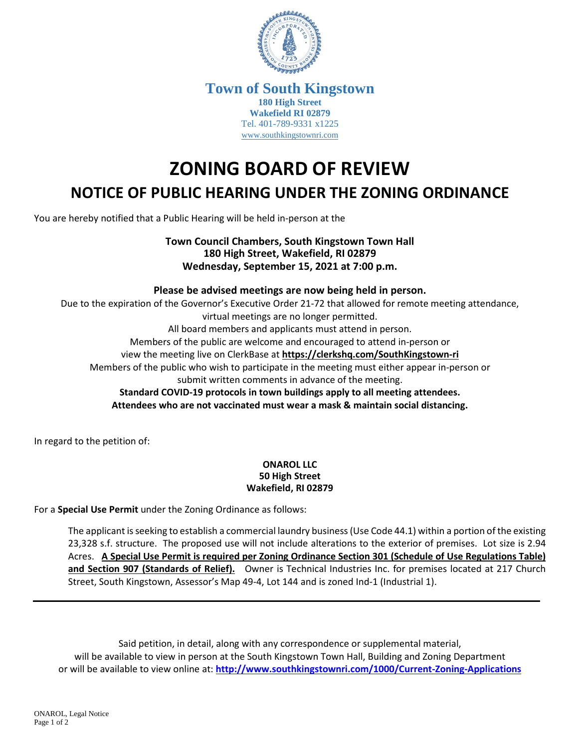**Town of South Kingstown**
**180 High Street**
**Wakefield RI 02879**
Tel. 401-789-9331 x1225
www.southkingstownri.com

# ZONING BOARD OF REVIEW

## NOTICE OF PUBLIC HEARING UNDER THE ZONING ORDINANCE

You are hereby notified that a Public Hearing will be held in-person at the

**Town Council Chambers, South Kingstown Town Hall**
**180 High Street, Wakefield, RI 02879**
**Wednesday, September 15, 2021 at 7:00 p.m.**

**Please be advised meetings are now being held in person.**

Due to the expiration of the Governor's Executive Order 21-72 that allowed for remote meeting attendance, virtual meetings are no longer permitted.
All board members and applicants must attend in person.
Members of the public are welcome and encouraged to attend in-person or view the meeting live on ClerkBase at **https://clerkshq.com/SouthKingstown-ri**
Members of the public who wish to participate in the meeting must either appear in-person or submit written comments in advance of the meeting.
**Standard COVID-19 protocols in town buildings apply to all meeting attendees.**
**Attendees who are not vaccinated must wear a mask & maintain social distancing.**

In regard to the petition of:

**ONAROL LLC**
**50 High Street**
**Wakefield, RI 02879**

For a **Special Use Permit** under the Zoning Ordinance as follows:

The applicant is seeking to establish a commercial laundry business (Use Code 44.1) within a portion of the existing 23,328 s.f. structure. The proposed use will not include alterations to the exterior of premises. Lot size is 2.94 Acres. **A Special Use Permit is required per Zoning Ordinance Section 301 (Schedule of Use Regulations Table) and Section 907 (Standards of Relief).** Owner is Technical Industries Inc. for premises located at 217 Church Street, South Kingstown, Assessor's Map 49-4, Lot 144 and is zoned Ind-1 (Industrial 1).

---

Said petition, in detail, along with any correspondence or supplemental material, will be available to view in person at the South Kingstown Town Hall, Building and Zoning Department or will be available to view online at: **http://www.southkingstownri.com/1000/Current-Zoning-Applications**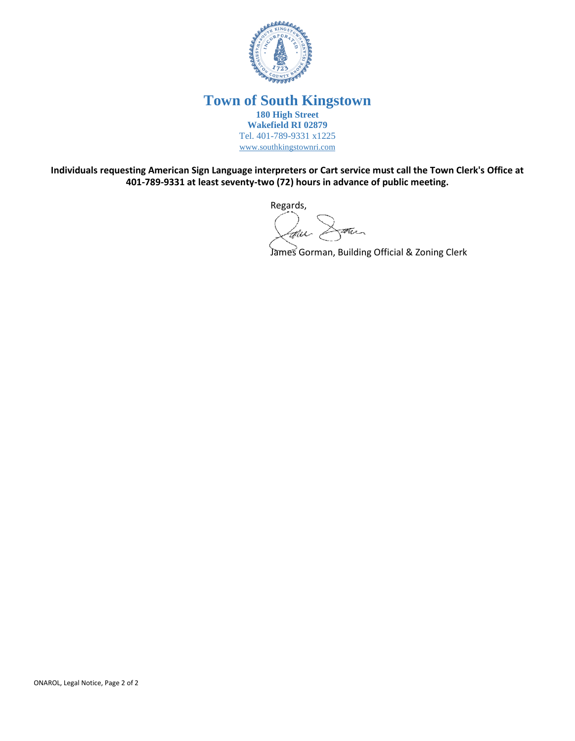# Town of South Kingstown

**180 High Street**
**Wakefield RI 02879**
Tel. 401-789-9331 x1225
www.southkingstownri.com

**Individuals requesting American Sign Language interpreters or Cart service must call the Town Clerk's Office at 401-789-9331 at least seventy-two (72) hours in advance of public meeting.**

Regards,

James Gorman, Building Official & Zoning Clerk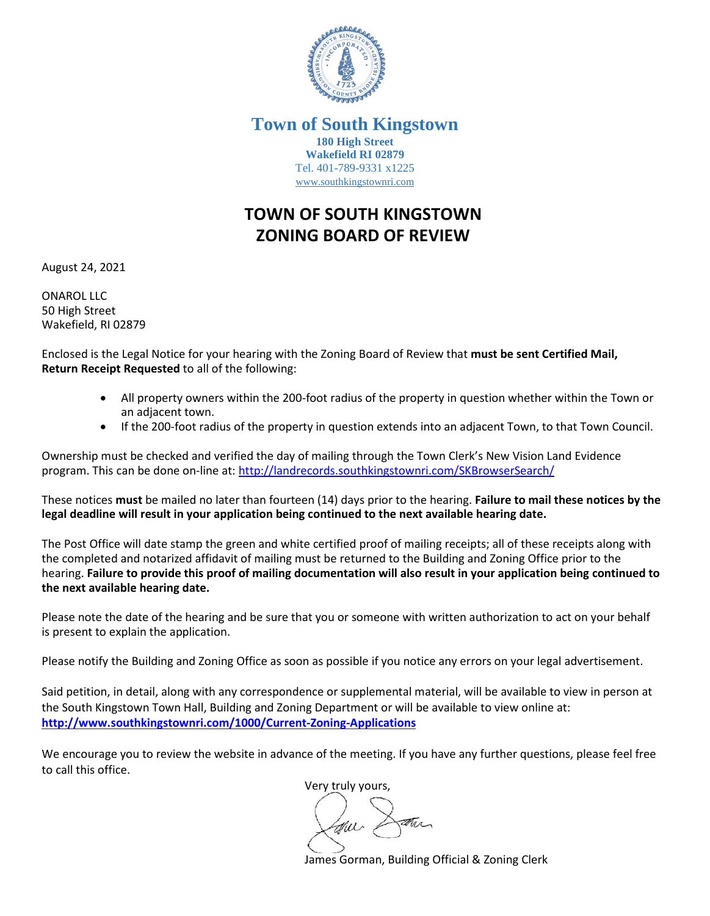**Town of South Kingstown**
**180 High Street**
**Wakefield RI 02879**
Tel. 401-789-9331 x1225
www.southkingstownri.com

# TOWN OF SOUTH KINGSTOWN
# ZONING BOARD OF REVIEW

August 24, 2021

ONAROL LLC
50 High Street
Wakefield, RI 02879

Enclosed is the Legal Notice for your hearing with the Zoning Board of Review that **must be sent Certified Mail, Return Receipt Requested** to all of the following:

- All property owners within the 200-foot radius of the property in question whether within the Town or an adjacent town.
- If the 200-foot radius of the property in question extends into an adjacent Town, to that Town Council.

Ownership must be checked and verified the day of mailing through the Town Clerk's New Vision Land Evidence program. This can be done on-line at: http://landrecords.southkingstownri.com/SKBrowserSearch/

These notices **must** be mailed no later than fourteen (14) days prior to the hearing. **Failure to mail these notices by the legal deadline will result in your application being continued to the next available hearing date.**

The Post Office will date stamp the green and white certified proof of mailing receipts; all of these receipts along with the completed and notarized affidavit of mailing must be returned to the Building and Zoning Office prior to the hearing. **Failure to provide this proof of mailing documentation will also result in your application being continued to the next available hearing date.**

Please note the date of the hearing and be sure that you or someone with written authorization to act on your behalf is present to explain the application.

Please notify the Building and Zoning Office as soon as possible if you notice any errors on your legal advertisement.

Said petition, in detail, along with any correspondence or supplemental material, will be available to view in person at the South Kingstown Town Hall, Building and Zoning Department or will be available to view online at: **http://www.southkingstownri.com/1000/Current-Zoning-Applications**

We encourage you to review the website in advance of the meeting. If you have any further questions, please feel free to call this office.

Very truly yours,

James Gorman, Building Official & Zoning Clerk